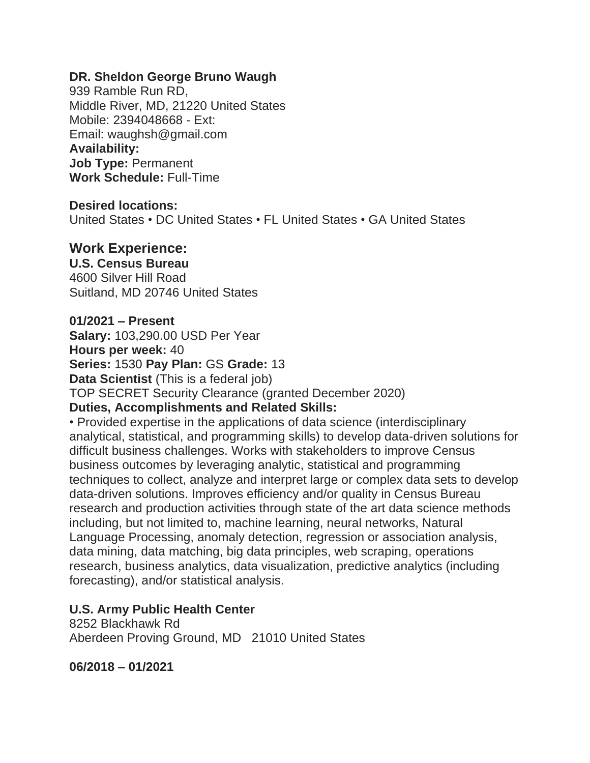**DR. Sheldon George Bruno Waugh**
939 Ramble Run RD,
Middle River, MD, 21220 United States
Mobile: 2394048668 - Ext:
Email: waughsh@gmail.com
**Availability:**
**Job Type:** Permanent
**Work Schedule:** Full-Time

**Desired locations:**
United States • DC United States • FL United States • GA United States

## Work Experience:

**U.S. Census Bureau**
4600 Silver Hill Road
Suitland, MD 20746 United States

**01/2021 – Present**
**Salary:** 103,290.00 USD Per Year
**Hours per week:** 40
**Series:** 1530 **Pay Plan:** GS **Grade:** 13
**Data Scientist** (This is a federal job)
TOP SECRET Security Clearance (granted December 2020)
**Duties, Accomplishments and Related Skills:**
• Provided expertise in the applications of data science (interdisciplinary analytical, statistical, and programming skills) to develop data-driven solutions for difficult business challenges. Works with stakeholders to improve Census business outcomes by leveraging analytic, statistical and programming techniques to collect, analyze and interpret large or complex data sets to develop data-driven solutions. Improves efficiency and/or quality in Census Bureau research and production activities through state of the art data science methods including, but not limited to, machine learning, neural networks, Natural Language Processing, anomaly detection, regression or association analysis, data mining, data matching, big data principles, web scraping, operations research, business analytics, data visualization, predictive analytics (including forecasting), and/or statistical analysis.

**U.S. Army Public Health Center**
8252 Blackhawk Rd
Aberdeen Proving Ground, MD 21010 United States

**06/2018 – 01/2021**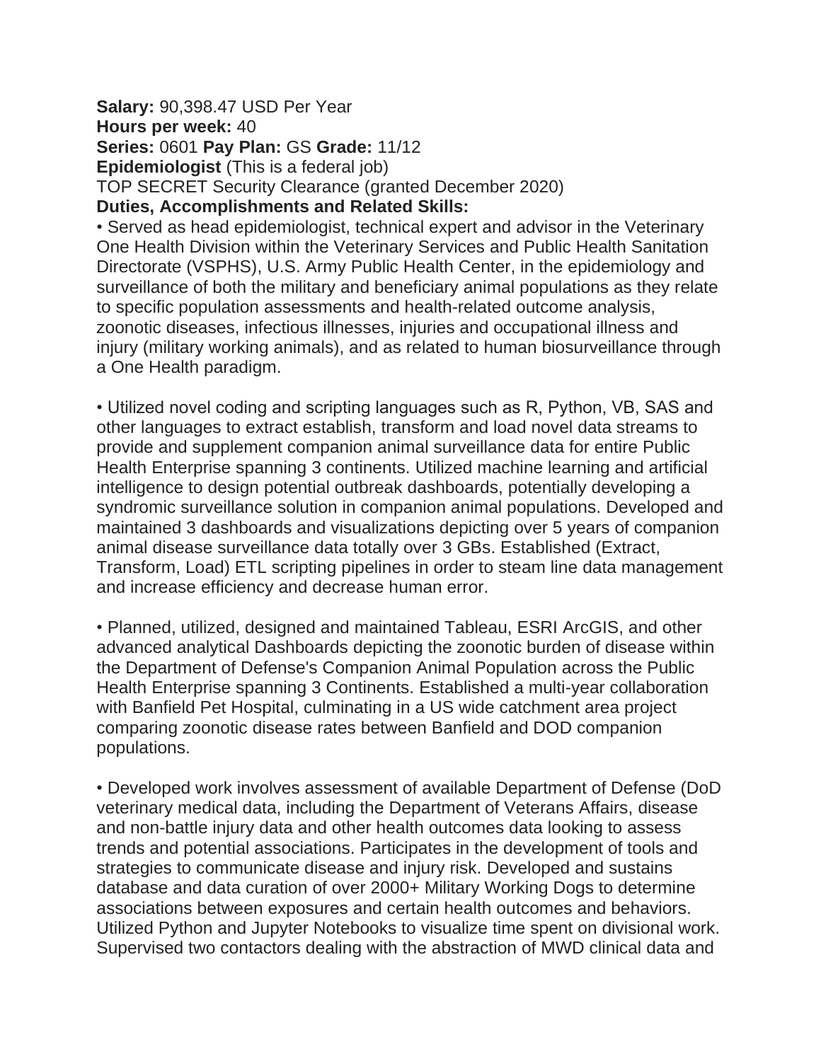**Salary:** 90,398.47 USD Per Year
**Hours per week:** 40
**Series:** 0601 **Pay Plan:** GS **Grade:** 11/12
**Epidemiologist** (This is a federal job)
TOP SECRET Security Clearance (granted December 2020)
**Duties, Accomplishments and Related Skills:**

• Served as head epidemiologist, technical expert and advisor in the Veterinary One Health Division within the Veterinary Services and Public Health Sanitation Directorate (VSPHS), U.S. Army Public Health Center, in the epidemiology and surveillance of both the military and beneficiary animal populations as they relate to specific population assessments and health-related outcome analysis, zoonotic diseases, infectious illnesses, injuries and occupational illness and injury (military working animals), and as related to human biosurveillance through a One Health paradigm.

• Utilized novel coding and scripting languages such as R, Python, VB, SAS and other languages to extract establish, transform and load novel data streams to provide and supplement companion animal surveillance data for entire Public Health Enterprise spanning 3 continents. Utilized machine learning and artificial intelligence to design potential outbreak dashboards, potentially developing a syndromic surveillance solution in companion animal populations. Developed and maintained 3 dashboards and visualizations depicting over 5 years of companion animal disease surveillance data totally over 3 GBs. Established (Extract, Transform, Load) ETL scripting pipelines in order to steam line data management and increase efficiency and decrease human error.

• Planned, utilized, designed and maintained Tableau, ESRI ArcGIS, and other advanced analytical Dashboards depicting the zoonotic burden of disease within the Department of Defense's Companion Animal Population across the Public Health Enterprise spanning 3 Continents. Established a multi-year collaboration with Banfield Pet Hospital, culminating in a US wide catchment area project comparing zoonotic disease rates between Banfield and DOD companion populations.

• Developed work involves assessment of available Department of Defense (DoD veterinary medical data, including the Department of Veterans Affairs, disease and non-battle injury data and other health outcomes data looking to assess trends and potential associations. Participates in the development of tools and strategies to communicate disease and injury risk. Developed and sustains database and data curation of over 2000+ Military Working Dogs to determine associations between exposures and certain health outcomes and behaviors. Utilized Python and Jupyter Notebooks to visualize time spent on divisional work. Supervised two contactors dealing with the abstraction of MWD clinical data and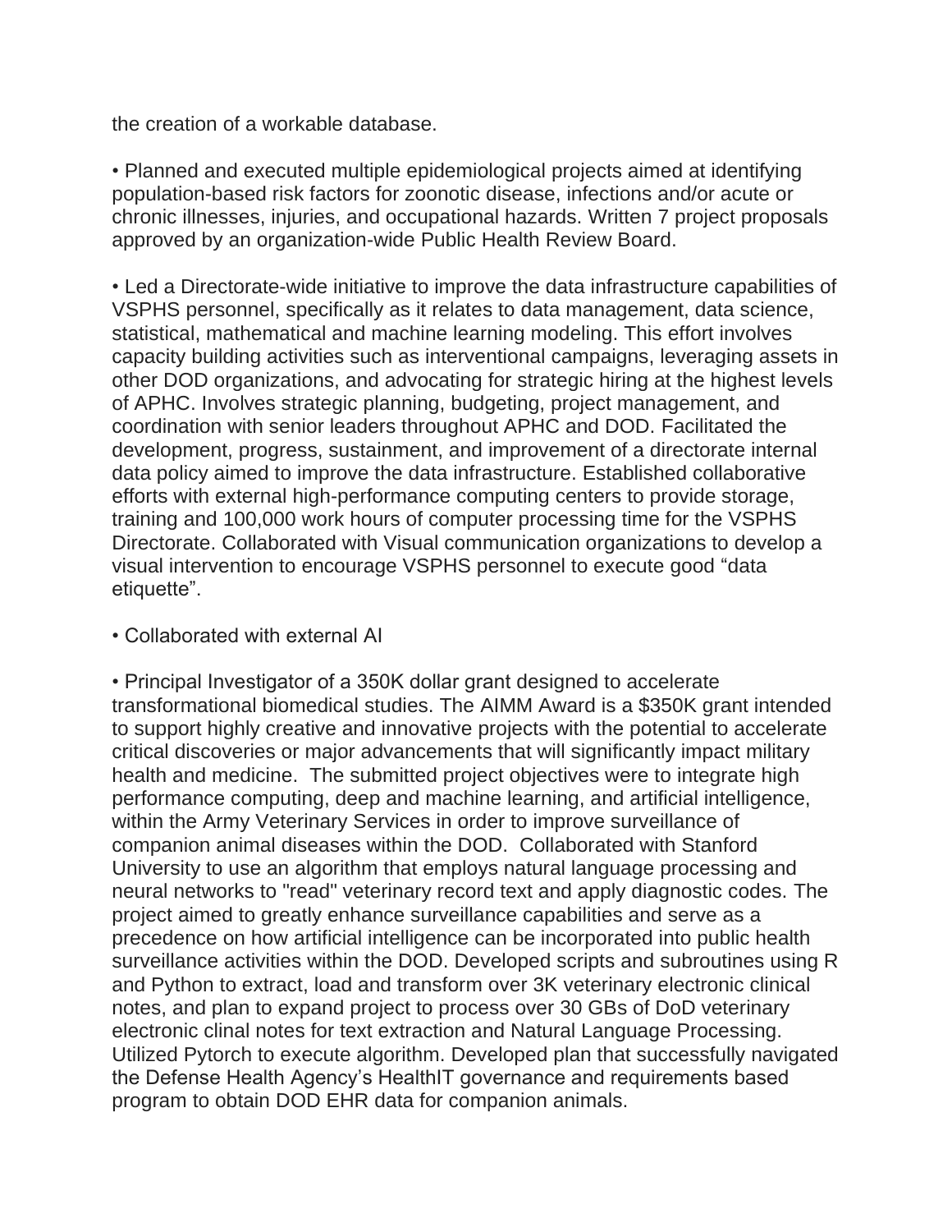the creation of a workable database.

• Planned and executed multiple epidemiological projects aimed at identifying population-based risk factors for zoonotic disease, infections and/or acute or chronic illnesses, injuries, and occupational hazards. Written 7 project proposals approved by an organization-wide Public Health Review Board.

• Led a Directorate-wide initiative to improve the data infrastructure capabilities of VSPHS personnel, specifically as it relates to data management, data science, statistical, mathematical and machine learning modeling. This effort involves capacity building activities such as interventional campaigns, leveraging assets in other DOD organizations, and advocating for strategic hiring at the highest levels of APHC. Involves strategic planning, budgeting, project management, and coordination with senior leaders throughout APHC and DOD. Facilitated the development, progress, sustainment, and improvement of a directorate internal data policy aimed to improve the data infrastructure. Established collaborative efforts with external high-performance computing centers to provide storage, training and 100,000 work hours of computer processing time for the VSPHS Directorate. Collaborated with Visual communication organizations to develop a visual intervention to encourage VSPHS personnel to execute good "data etiquette".

• Collaborated with external AI

• Principal Investigator of a 350K dollar grant designed to accelerate transformational biomedical studies. The AIMM Award is a $350K grant intended to support highly creative and innovative projects with the potential to accelerate critical discoveries or major advancements that will significantly impact military health and medicine. The submitted project objectives were to integrate high performance computing, deep and machine learning, and artificial intelligence, within the Army Veterinary Services in order to improve surveillance of companion animal diseases within the DOD. Collaborated with Stanford University to use an algorithm that employs natural language processing and neural networks to "read" veterinary record text and apply diagnostic codes. The project aimed to greatly enhance surveillance capabilities and serve as a precedence on how artificial intelligence can be incorporated into public health surveillance activities within the DOD. Developed scripts and subroutines using R and Python to extract, load and transform over 3K veterinary electronic clinical notes, and plan to expand project to process over 30 GBs of DoD veterinary electronic clinal notes for text extraction and Natural Language Processing. Utilized Pytorch to execute algorithm. Developed plan that successfully navigated the Defense Health Agency's HealthIT governance and requirements based program to obtain DOD EHR data for companion animals.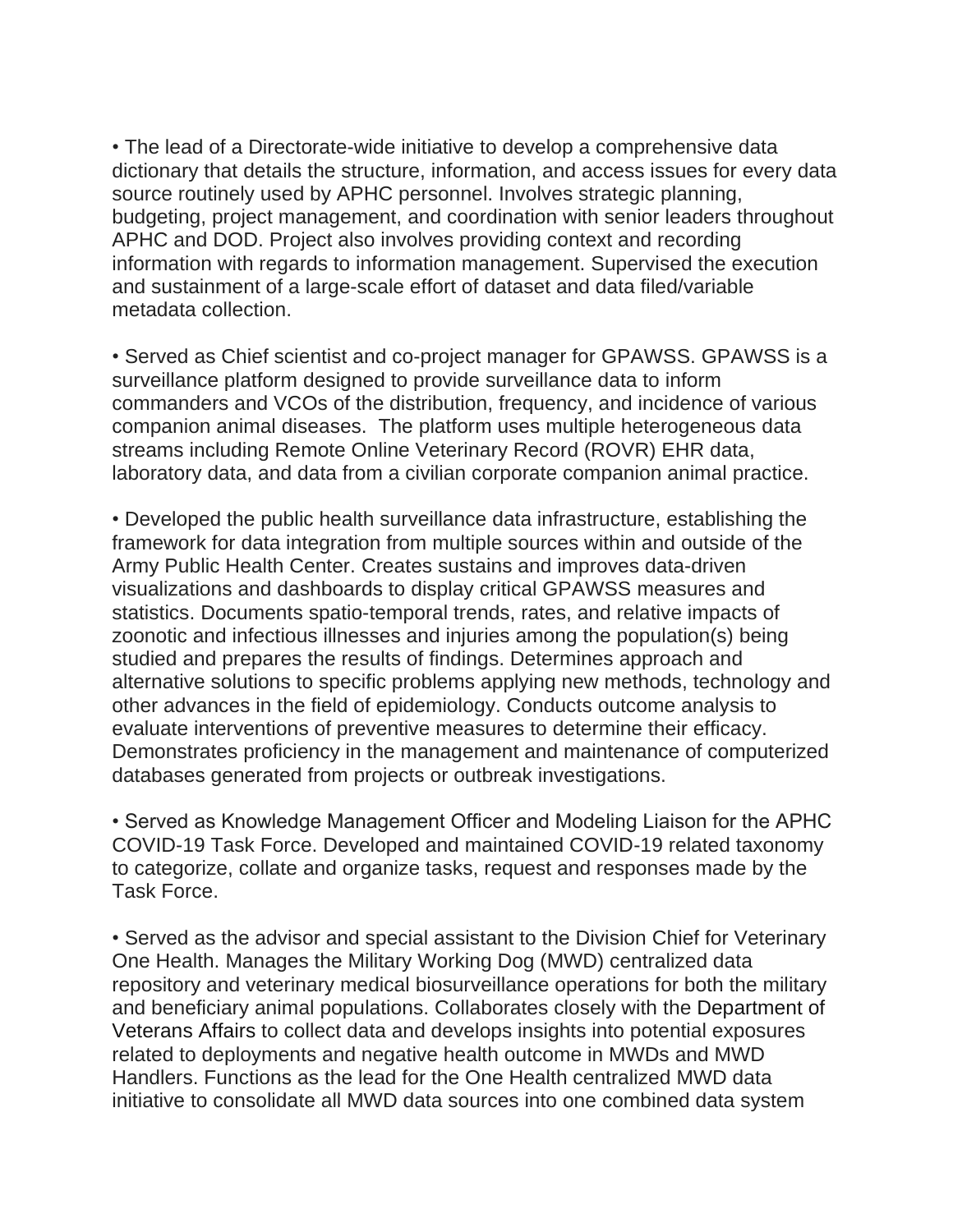• The lead of a Directorate-wide initiative to develop a comprehensive data dictionary that details the structure, information, and access issues for every data source routinely used by APHC personnel. Involves strategic planning, budgeting, project management, and coordination with senior leaders throughout APHC and DOD. Project also involves providing context and recording information with regards to information management. Supervised the execution and sustainment of a large-scale effort of dataset and data filed/variable metadata collection.

• Served as Chief scientist and co-project manager for GPAWSS. GPAWSS is a surveillance platform designed to provide surveillance data to inform commanders and VCOs of the distribution, frequency, and incidence of various companion animal diseases.  The platform uses multiple heterogeneous data streams including Remote Online Veterinary Record (ROVR) EHR data, laboratory data, and data from a civilian corporate companion animal practice.

• Developed the public health surveillance data infrastructure, establishing the framework for data integration from multiple sources within and outside of the Army Public Health Center. Creates sustains and improves data-driven visualizations and dashboards to display critical GPAWSS measures and statistics. Documents spatio-temporal trends, rates, and relative impacts of zoonotic and infectious illnesses and injuries among the population(s) being studied and prepares the results of findings. Determines approach and alternative solutions to specific problems applying new methods, technology and other advances in the field of epidemiology. Conducts outcome analysis to evaluate interventions of preventive measures to determine their efficacy. Demonstrates proficiency in the management and maintenance of computerized databases generated from projects or outbreak investigations.

• Served as Knowledge Management Officer and Modeling Liaison for the APHC COVID-19 Task Force. Developed and maintained COVID-19 related taxonomy to categorize, collate and organize tasks, request and responses made by the Task Force.

• Served as the advisor and special assistant to the Division Chief for Veterinary One Health. Manages the Military Working Dog (MWD) centralized data repository and veterinary medical biosurveillance operations for both the military and beneficiary animal populations. Collaborates closely with the Department of Veterans Affairs to collect data and develops insights into potential exposures related to deployments and negative health outcome in MWDs and MWD Handlers. Functions as the lead for the One Health centralized MWD data initiative to consolidate all MWD data sources into one combined data system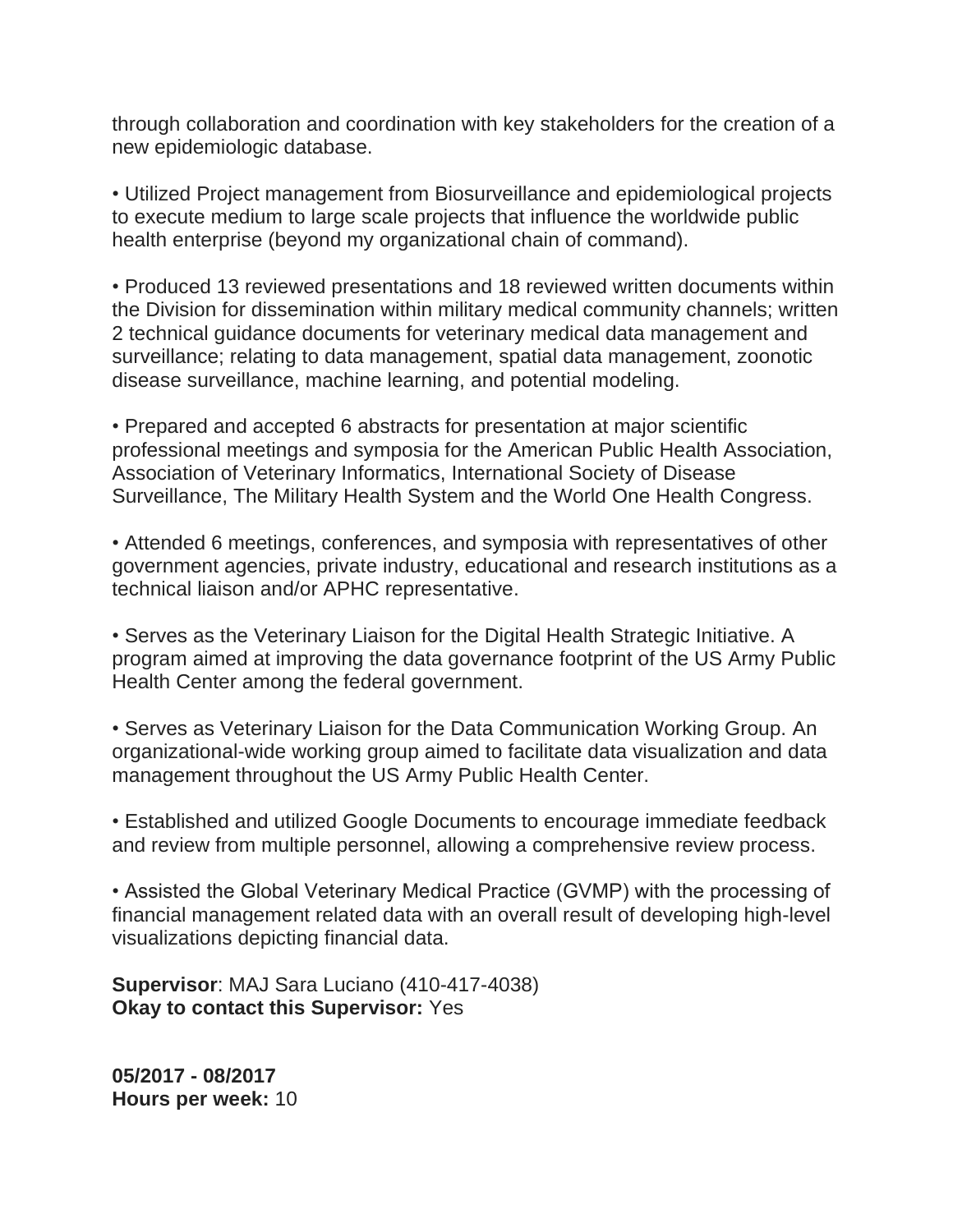through collaboration and coordination with key stakeholders for the creation of a new epidemiologic database.

• Utilized Project management from Biosurveillance and epidemiological projects to execute medium to large scale projects that influence the worldwide public health enterprise (beyond my organizational chain of command).

• Produced 13 reviewed presentations and 18 reviewed written documents within the Division for dissemination within military medical community channels; written 2 technical guidance documents for veterinary medical data management and surveillance; relating to data management, spatial data management, zoonotic disease surveillance, machine learning, and potential modeling.

• Prepared and accepted 6 abstracts for presentation at major scientific professional meetings and symposia for the American Public Health Association, Association of Veterinary Informatics, International Society of Disease Surveillance, The Military Health System and the World One Health Congress.

• Attended 6 meetings, conferences, and symposia with representatives of other government agencies, private industry, educational and research institutions as a technical liaison and/or APHC representative.

• Serves as the Veterinary Liaison for the Digital Health Strategic Initiative. A program aimed at improving the data governance footprint of the US Army Public Health Center among the federal government.

• Serves as Veterinary Liaison for the Data Communication Working Group. An organizational-wide working group aimed to facilitate data visualization and data management throughout the US Army Public Health Center.

• Established and utilized Google Documents to encourage immediate feedback and review from multiple personnel, allowing a comprehensive review process.

• Assisted the Global Veterinary Medical Practice (GVMP) with the processing of financial management related data with an overall result of developing high-level visualizations depicting financial data.

**Supervisor**: MAJ Sara Luciano (410-417-4038)
**Okay to contact this Supervisor:** Yes

**05/2017 - 08/2017**
**Hours per week:** 10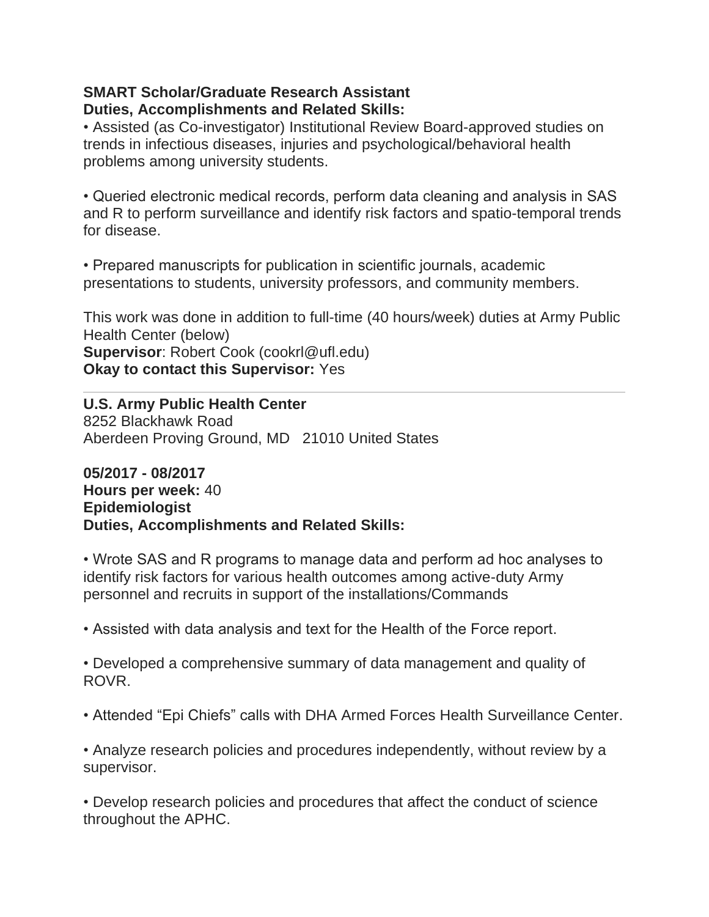**SMART Scholar/Graduate Research Assistant**
**Duties, Accomplishments and Related Skills:**

• Assisted (as Co-investigator) Institutional Review Board-approved studies on trends in infectious diseases, injuries and psychological/behavioral health problems among university students.

• Queried electronic medical records, perform data cleaning and analysis in SAS and R to perform surveillance and identify risk factors and spatio-temporal trends for disease.

• Prepared manuscripts for publication in scientific journals, academic presentations to students, university professors, and community members.

This work was done in addition to full-time (40 hours/week) duties at Army Public Health Center (below)
**Supervisor**: Robert Cook (cookrl@ufl.edu)
**Okay to contact this Supervisor:** Yes

---

**U.S. Army Public Health Center**
8252 Blackhawk Road
Aberdeen Proving Ground, MD 21010 United States

**05/2017 - 08/2017**
**Hours per week:** 40
**Epidemiologist**
**Duties, Accomplishments and Related Skills:**

• Wrote SAS and R programs to manage data and perform ad hoc analyses to identify risk factors for various health outcomes among active-duty Army personnel and recruits in support of the installations/Commands

• Assisted with data analysis and text for the Health of the Force report.

• Developed a comprehensive summary of data management and quality of ROVR.

• Attended "Epi Chiefs" calls with DHA Armed Forces Health Surveillance Center.

• Analyze research policies and procedures independently, without review by a supervisor.

• Develop research policies and procedures that affect the conduct of science throughout the APHC.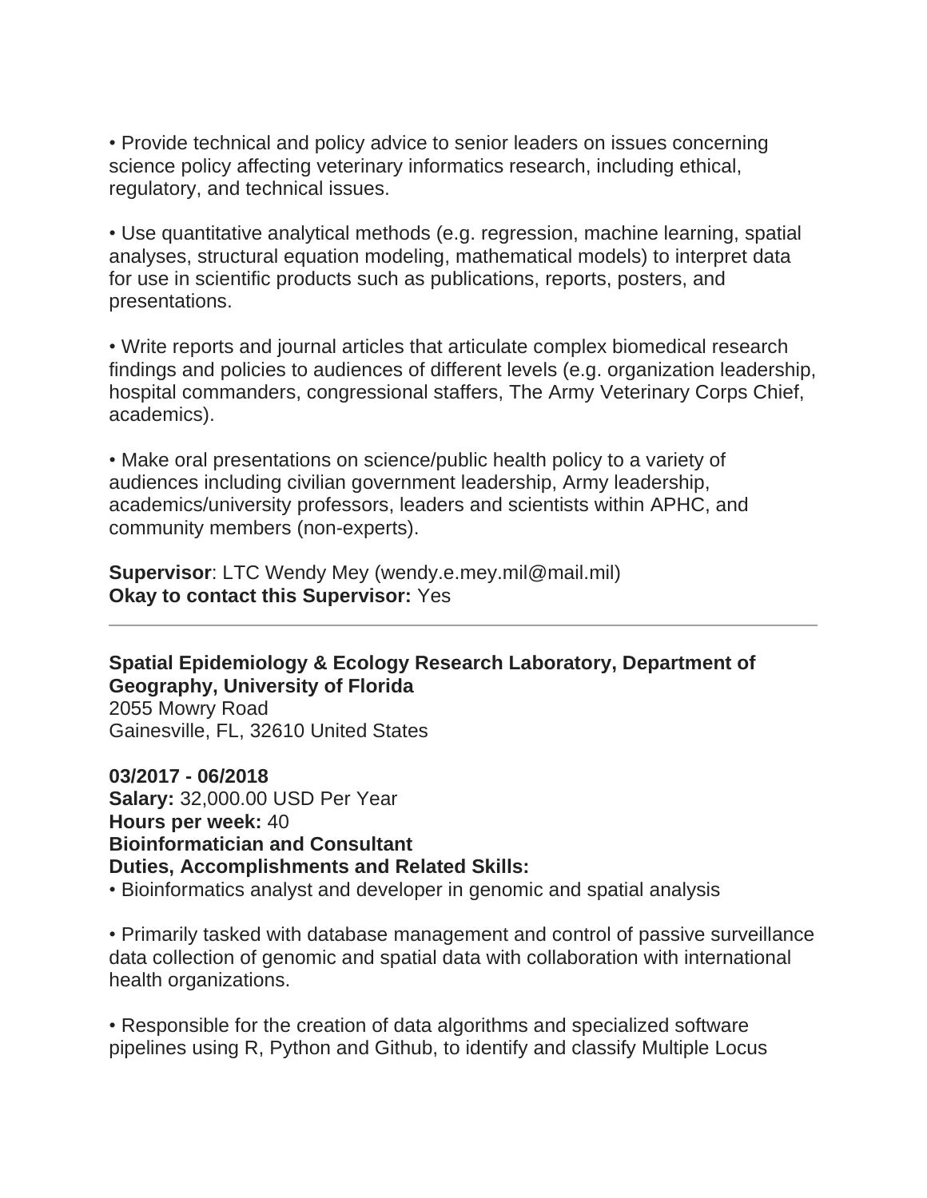• Provide technical and policy advice to senior leaders on issues concerning science policy affecting veterinary informatics research, including ethical, regulatory, and technical issues.

• Use quantitative analytical methods (e.g. regression, machine learning, spatial analyses, structural equation modeling, mathematical models) to interpret data for use in scientific products such as publications, reports, posters, and presentations.

• Write reports and journal articles that articulate complex biomedical research findings and policies to audiences of different levels (e.g. organization leadership, hospital commanders, congressional staffers, The Army Veterinary Corps Chief, academics).

• Make oral presentations on science/public health policy to a variety of audiences including civilian government leadership, Army leadership, academics/university professors, leaders and scientists within APHC, and community members (non-experts).

**Supervisor**: LTC Wendy Mey (wendy.e.mey.mil@mail.mil)
**Okay to contact this Supervisor:** Yes

---

**Spatial Epidemiology & Ecology Research Laboratory, Department of Geography, University of Florida**
2055 Mowry Road
Gainesville, FL, 32610 United States

**03/2017 - 06/2018**
**Salary:** 32,000.00 USD Per Year
**Hours per week:** 40
**Bioinformatician and Consultant**
**Duties, Accomplishments and Related Skills:**
• Bioinformatics analyst and developer in genomic and spatial analysis

• Primarily tasked with database management and control of passive surveillance data collection of genomic and spatial data with collaboration with international health organizations.

• Responsible for the creation of data algorithms and specialized software pipelines using R, Python and Github, to identify and classify Multiple Locus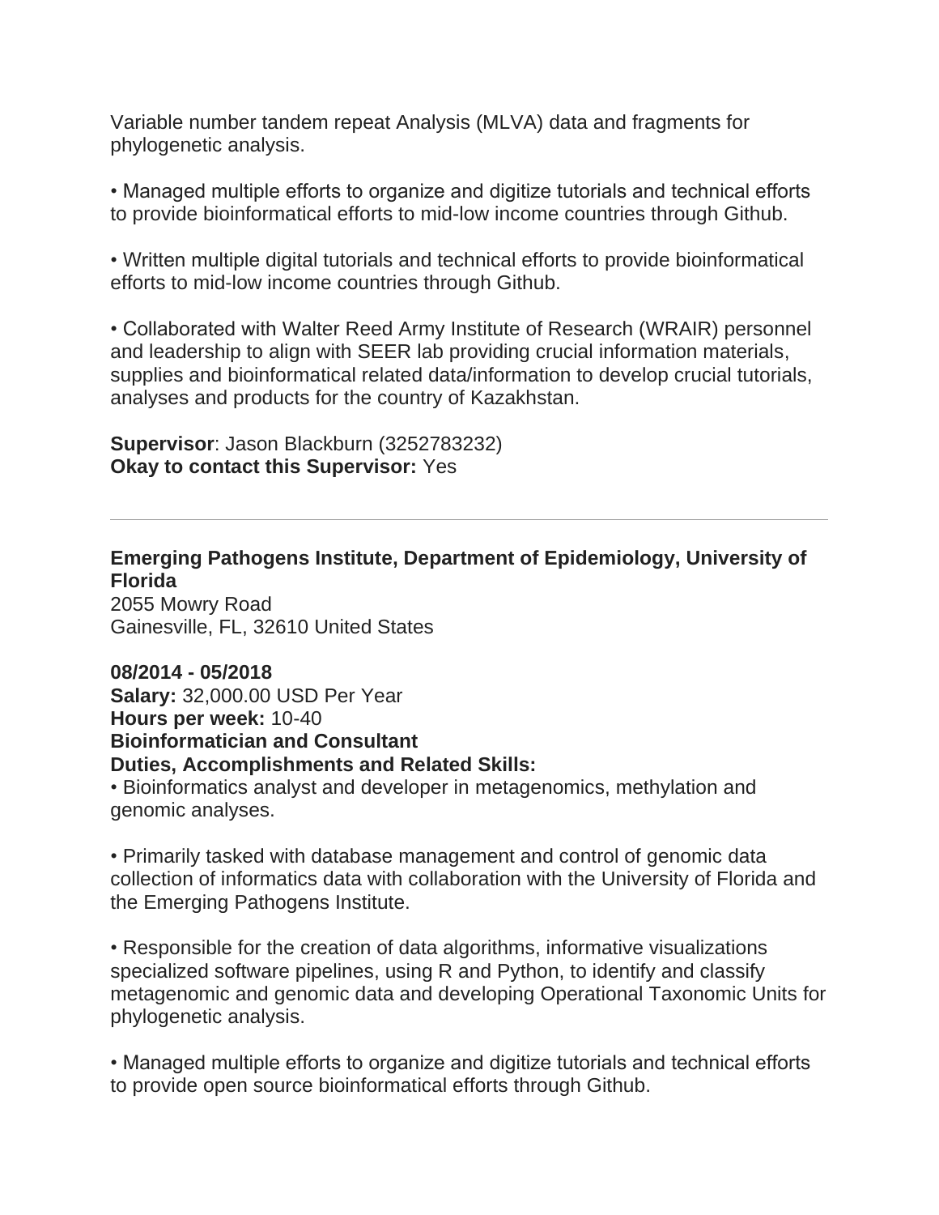Variable number tandem repeat Analysis (MLVA) data and fragments for phylogenetic analysis.

• Managed multiple efforts to organize and digitize tutorials and technical efforts to provide bioinformatical efforts to mid-low income countries through Github.

• Written multiple digital tutorials and technical efforts to provide bioinformatical efforts to mid-low income countries through Github.

• Collaborated with Walter Reed Army Institute of Research (WRAIR) personnel and leadership to align with SEER lab providing crucial information materials, supplies and bioinformatical related data/information to develop crucial tutorials, analyses and products for the country of Kazakhstan.

**Supervisor**: Jason Blackburn (3252783232)
**Okay to contact this Supervisor:** Yes

---

**Emerging Pathogens Institute, Department of Epidemiology, University of Florida**
2055 Mowry Road
Gainesville, FL, 32610 United States

**08/2014 - 05/2018**
**Salary:** 32,000.00 USD Per Year
**Hours per week:** 10-40
**Bioinformatician and Consultant**
**Duties, Accomplishments and Related Skills:**
• Bioinformatics analyst and developer in metagenomics, methylation and genomic analyses.

• Primarily tasked with database management and control of genomic data collection of informatics data with collaboration with the University of Florida and the Emerging Pathogens Institute.

• Responsible for the creation of data algorithms, informative visualizations specialized software pipelines, using R and Python, to identify and classify metagenomic and genomic data and developing Operational Taxonomic Units for phylogenetic analysis.

• Managed multiple efforts to organize and digitize tutorials and technical efforts to provide open source bioinformatical efforts through Github.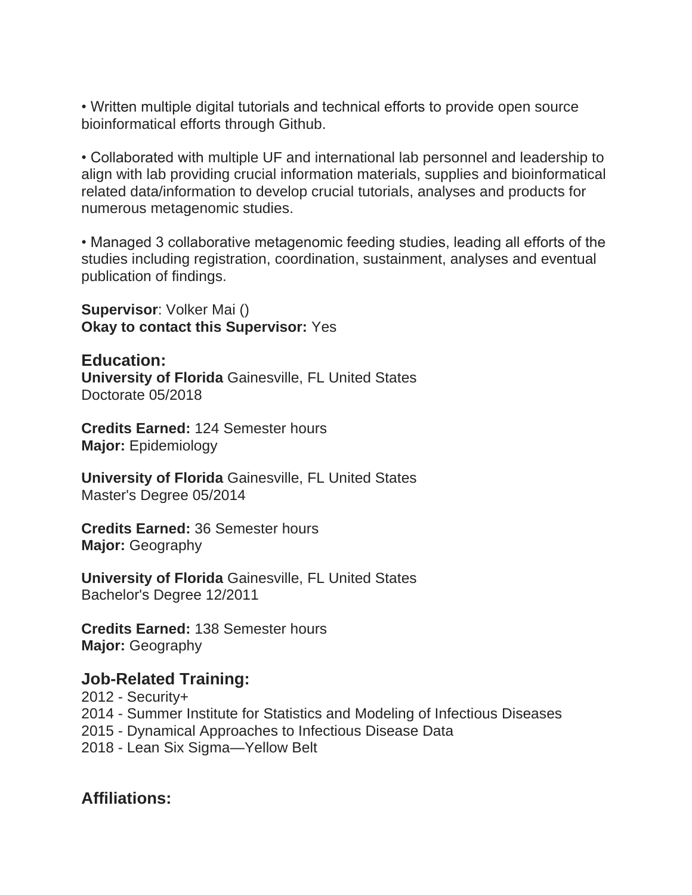• Written multiple digital tutorials and technical efforts to provide open source bioinformatical efforts through Github.

• Collaborated with multiple UF and international lab personnel and leadership to align with lab providing crucial information materials, supplies and bioinformatical related data/information to develop crucial tutorials, analyses and products for numerous metagenomic studies.

• Managed 3 collaborative metagenomic feeding studies, leading all efforts of the studies including registration, coordination, sustainment, analyses and eventual publication of findings.

**Supervisor**: Volker Mai ()
**Okay to contact this Supervisor:** Yes

## Education:

**University of Florida** Gainesville, FL United States
Doctorate 05/2018

**Credits Earned:** 124 Semester hours
**Major:** Epidemiology

**University of Florida** Gainesville, FL United States
Master's Degree 05/2014

**Credits Earned:** 36 Semester hours
**Major:** Geography

**University of Florida** Gainesville, FL United States
Bachelor's Degree 12/2011

**Credits Earned:** 138 Semester hours
**Major:** Geography

## Job-Related Training:

2012 - Security+
2014 - Summer Institute for Statistics and Modeling of Infectious Diseases
2015 - Dynamical Approaches to Infectious Disease Data
2018 - Lean Six Sigma—Yellow Belt

## Affiliations: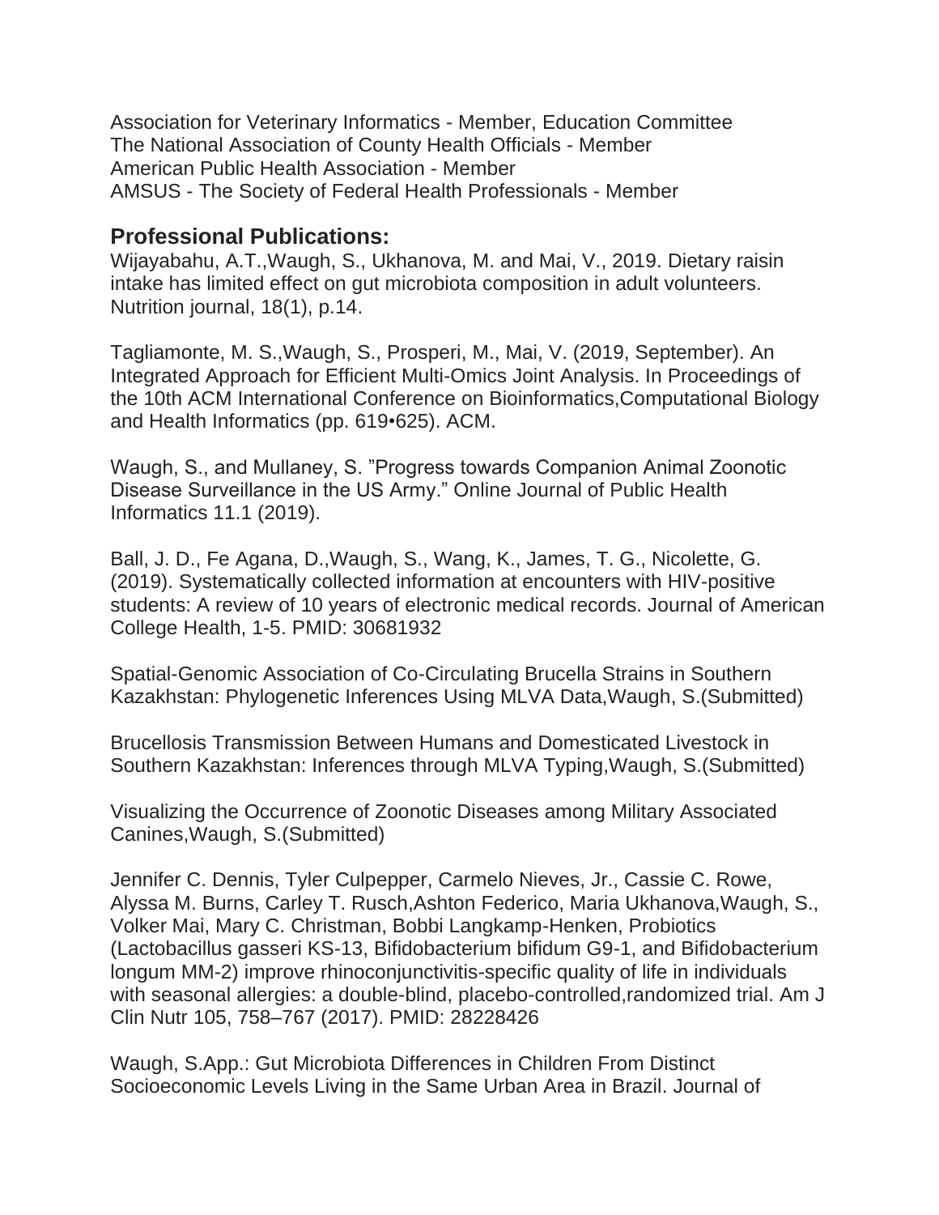Association for Veterinary Informatics - Member, Education Committee
The National Association of County Health Officials - Member
American Public Health Association - Member
AMSUS - The Society of Federal Health Professionals - Member

## Professional Publications:

Wijayabahu, A.T.,Waugh, S., Ukhanova, M. and Mai, V., 2019. Dietary raisin intake has limited effect on gut microbiota composition in adult volunteers. Nutrition journal, 18(1), p.14.

Tagliamonte, M. S.,Waugh, S., Prosperi, M., Mai, V. (2019, September). An Integrated Approach for Efficient Multi-Omics Joint Analysis. In Proceedings of the 10th ACM International Conference on Bioinformatics,Computational Biology and Health Informatics (pp. 619•625). ACM.

Waugh, S., and Mullaney, S. "Progress towards Companion Animal Zoonotic Disease Surveillance in the US Army." Online Journal of Public Health Informatics 11.1 (2019).

Ball, J. D., Fe Agana, D.,Waugh, S., Wang, K., James, T. G., Nicolette, G. (2019). Systematically collected information at encounters with HIV-positive students: A review of 10 years of electronic medical records. Journal of American College Health, 1-5. PMID: 30681932

Spatial-Genomic Association of Co-Circulating Brucella Strains in Southern Kazakhstan: Phylogenetic Inferences Using MLVA Data,Waugh, S.(Submitted)

Brucellosis Transmission Between Humans and Domesticated Livestock in Southern Kazakhstan: Inferences through MLVA Typing,Waugh, S.(Submitted)

Visualizing the Occurrence of Zoonotic Diseases among Military Associated Canines,Waugh, S.(Submitted)

Jennifer C. Dennis, Tyler Culpepper, Carmelo Nieves, Jr., Cassie C. Rowe, Alyssa M. Burns, Carley T. Rusch,Ashton Federico, Maria Ukhanova,Waugh, S., Volker Mai, Mary C. Christman, Bobbi Langkamp-Henken, Probiotics (Lactobacillus gasseri KS-13, Bifidobacterium bifidum G9-1, and Bifidobacterium longum MM-2) improve rhinoconjunctivitis-specific quality of life in individuals with seasonal allergies: a double-blind, placebo-controlled,randomized trial. Am J Clin Nutr 105, 758–767 (2017). PMID: 28228426

Waugh, S.App.: Gut Microbiota Differences in Children From Distinct Socioeconomic Levels Living in the Same Urban Area in Brazil. Journal of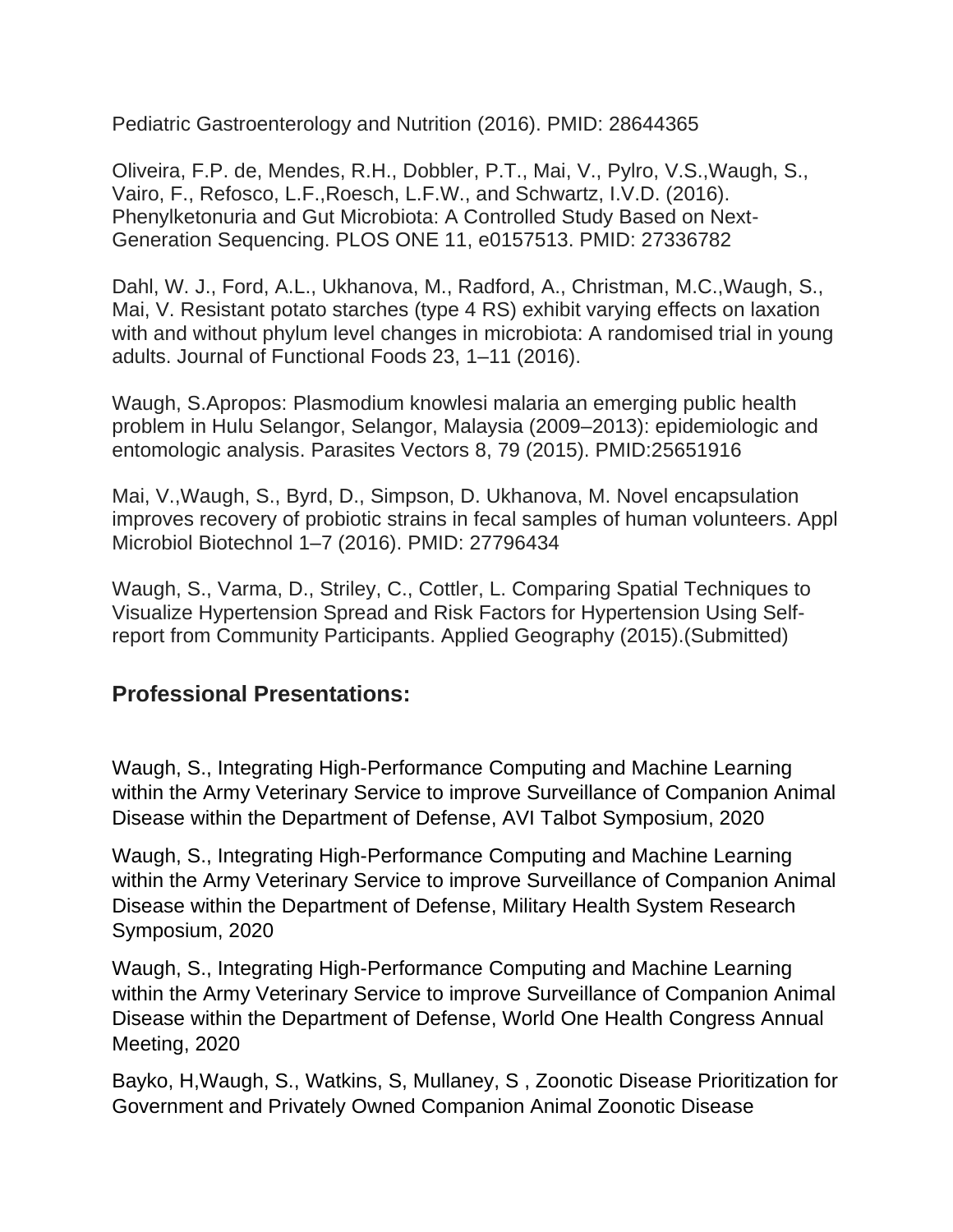Pediatric Gastroenterology and Nutrition (2016). PMID: 28644365

Oliveira, F.P. de, Mendes, R.H., Dobbler, P.T., Mai, V., Pylro, V.S.,Waugh, S., Vairo, F., Refosco, L.F.,Roesch, L.F.W., and Schwartz, I.V.D. (2016). Phenylketonuria and Gut Microbiota: A Controlled Study Based on Next-Generation Sequencing. PLOS ONE 11, e0157513. PMID: 27336782

Dahl, W. J., Ford, A.L., Ukhanova, M., Radford, A., Christman, M.C.,Waugh, S., Mai, V. Resistant potato starches (type 4 RS) exhibit varying effects on laxation with and without phylum level changes in microbiota: A randomised trial in young adults. Journal of Functional Foods 23, 1–11 (2016).

Waugh, S.Apropos: Plasmodium knowlesi malaria an emerging public health problem in Hulu Selangor, Selangor, Malaysia (2009–2013): epidemiologic and entomologic analysis. Parasites Vectors 8, 79 (2015). PMID:25651916

Mai, V.,Waugh, S., Byrd, D., Simpson, D. Ukhanova, M. Novel encapsulation improves recovery of probiotic strains in fecal samples of human volunteers. Appl Microbiol Biotechnol 1–7 (2016). PMID: 27796434

Waugh, S., Varma, D., Striley, C., Cottler, L. Comparing Spatial Techniques to Visualize Hypertension Spread and Risk Factors for Hypertension Using Self-report from Community Participants. Applied Geography (2015).(Submitted)

## Professional Presentations:

Waugh, S., Integrating High-Performance Computing and Machine Learning within the Army Veterinary Service to improve Surveillance of Companion Animal Disease within the Department of Defense, AVI Talbot Symposium, 2020

Waugh, S., Integrating High-Performance Computing and Machine Learning within the Army Veterinary Service to improve Surveillance of Companion Animal Disease within the Department of Defense, Military Health System Research Symposium, 2020

Waugh, S., Integrating High-Performance Computing and Machine Learning within the Army Veterinary Service to improve Surveillance of Companion Animal Disease within the Department of Defense, World One Health Congress Annual Meeting, 2020

Bayko, H,Waugh, S., Watkins, S, Mullaney, S , Zoonotic Disease Prioritization for Government and Privately Owned Companion Animal Zoonotic Disease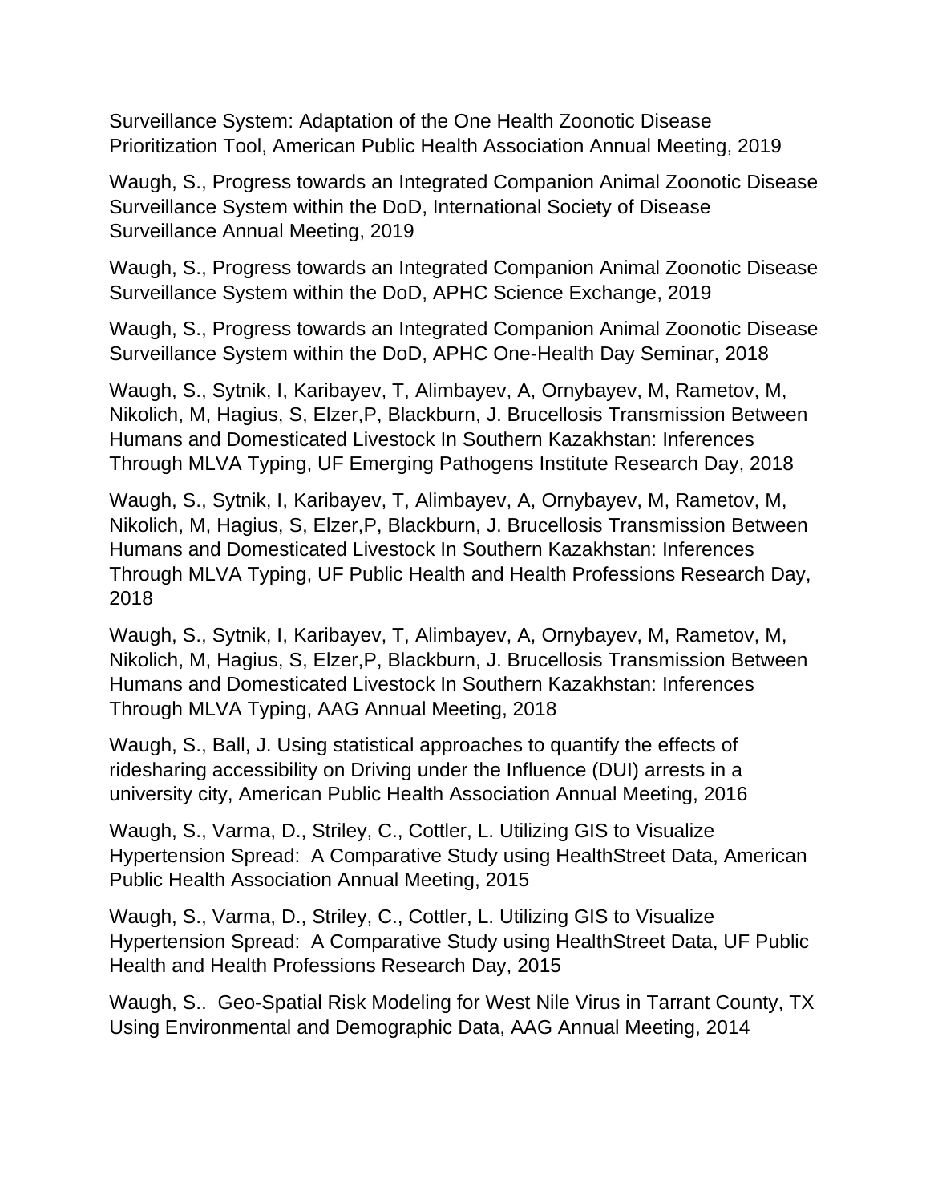Surveillance System: Adaptation of the One Health Zoonotic Disease Prioritization Tool, American Public Health Association Annual Meeting, 2019

Waugh, S., Progress towards an Integrated Companion Animal Zoonotic Disease Surveillance System within the DoD, International Society of Disease Surveillance Annual Meeting, 2019

Waugh, S., Progress towards an Integrated Companion Animal Zoonotic Disease Surveillance System within the DoD, APHC Science Exchange, 2019

Waugh, S., Progress towards an Integrated Companion Animal Zoonotic Disease Surveillance System within the DoD, APHC One-Health Day Seminar, 2018

Waugh, S., Sytnik, I, Karibayev, T, Alimbayev, A, Ornybayev, M, Rametov, M, Nikolich, M, Hagius, S, Elzer,P, Blackburn, J. Brucellosis Transmission Between Humans and Domesticated Livestock In Southern Kazakhstan: Inferences Through MLVA Typing, UF Emerging Pathogens Institute Research Day, 2018

Waugh, S., Sytnik, I, Karibayev, T, Alimbayev, A, Ornybayev, M, Rametov, M, Nikolich, M, Hagius, S, Elzer,P, Blackburn, J. Brucellosis Transmission Between Humans and Domesticated Livestock In Southern Kazakhstan: Inferences Through MLVA Typing, UF Public Health and Health Professions Research Day, 2018

Waugh, S., Sytnik, I, Karibayev, T, Alimbayev, A, Ornybayev, M, Rametov, M, Nikolich, M, Hagius, S, Elzer,P, Blackburn, J. Brucellosis Transmission Between Humans and Domesticated Livestock In Southern Kazakhstan: Inferences Through MLVA Typing, AAG Annual Meeting, 2018

Waugh, S., Ball, J. Using statistical approaches to quantify the effects of ridesharing accessibility on Driving under the Influence (DUI) arrests in a university city, American Public Health Association Annual Meeting, 2016

Waugh, S., Varma, D., Striley, C., Cottler, L. Utilizing GIS to Visualize Hypertension Spread: A Comparative Study using HealthStreet Data, American Public Health Association Annual Meeting, 2015

Waugh, S., Varma, D., Striley, C., Cottler, L. Utilizing GIS to Visualize Hypertension Spread: A Comparative Study using HealthStreet Data, UF Public Health and Health Professions Research Day, 2015

Waugh, S.. Geo-Spatial Risk Modeling for West Nile Virus in Tarrant County, TX Using Environmental and Demographic Data, AAG Annual Meeting, 2014

---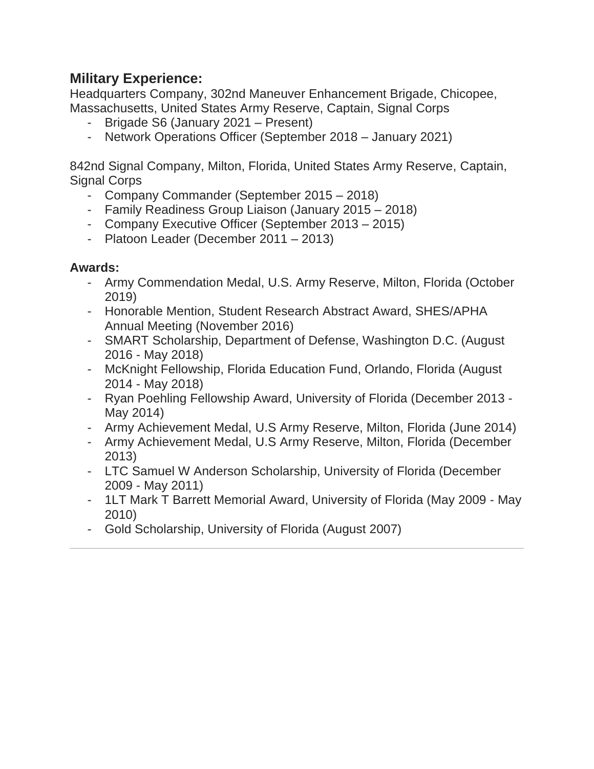## Military Experience:

Headquarters Company, 302nd Maneuver Enhancement Brigade, Chicopee, Massachusetts, United States Army Reserve, Captain, Signal Corps

- Brigade S6 (January 2021 – Present)
- Network Operations Officer (September 2018 – January 2021)

842nd Signal Company, Milton, Florida, United States Army Reserve, Captain, Signal Corps

- Company Commander (September 2015 – 2018)
- Family Readiness Group Liaison (January 2015 – 2018)
- Company Executive Officer (September 2013 – 2015)
- Platoon Leader (December 2011 – 2013)

**Awards:**

- Army Commendation Medal, U.S. Army Reserve, Milton, Florida (October 2019)
- Honorable Mention, Student Research Abstract Award, SHES/APHA Annual Meeting (November 2016)
- SMART Scholarship, Department of Defense, Washington D.C. (August 2016 - May 2018)
- McKnight Fellowship, Florida Education Fund, Orlando, Florida (August 2014 - May 2018)
- Ryan Poehling Fellowship Award, University of Florida (December 2013 - May 2014)
- Army Achievement Medal, U.S Army Reserve, Milton, Florida (June 2014)
- Army Achievement Medal, U.S Army Reserve, Milton, Florida (December 2013)
- LTC Samuel W Anderson Scholarship, University of Florida (December 2009 - May 2011)
- 1LT Mark T Barrett Memorial Award, University of Florida (May 2009 - May 2010)
- Gold Scholarship, University of Florida (August 2007)

---